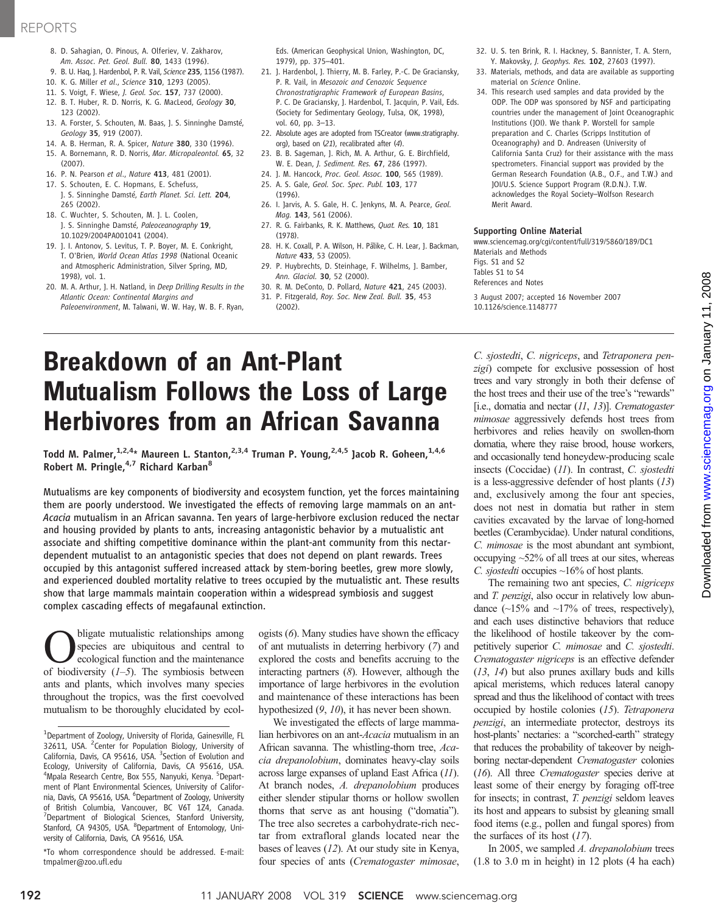8. D. Sahagian, O. Pinous, A. Olferiev, V. Zakharov, *Am. Assoc. Pet. Geol. Bull.* **80**, 1433 (1996).
9. B. U. Haq, J. Hardenbol, P. R. Vail, *Science* **235**, 1156 (1987).
10. K. G. Miller *et al.*, *Science* **310**, 1293 (2005).
11. S. Voigt, F. Wiese, *J. Geol. Soc.* **157**, 737 (2000).
12. B. T. Huber, R. D. Norris, K. G. MacLeod, *Geology* **30**, 123 (2002).
13. A. Forster, S. Schouten, M. Baas, J. S. Sinninghe Damsté, *Geology* **35**, 919 (2007).
14. A. B. Herman, R. A. Spicer, *Nature* **380**, 330 (1996).
15. A. Bornemann, R. D. Norris, *Mar. Micropaleontol.* **65**, 32 (2007).
16. P. N. Pearson *et al.*, *Nature* **413**, 481 (2001).
17. S. Schouten, E. C. Hopmans, E. Schefuss, J. S. Sinninghe Damsté, *Earth Planet. Sci. Lett.* **204**, 265 (2002).
18. C. Wuchter, S. Schouten, M. J. L. Coolen, J. S. Sinninghe Damsté, *Paleoceanography* **19**, 10.1029/2004PA001041 (2004).
19. J. I. Antonov, S. Levitus, T. P. Boyer, M. E. Conkright, T. O'Brien, *World Ocean Atlas 1998* (National Oceanic and Atmospheric Administration, Silver Spring, MD, 1998), vol. 1.
20. M. A. Arthur, J. H. Natland, in *Deep Drilling Results in the Atlantic Ocean: Continental Margins and Paleoenvironment*, M. Talwani, W. W. Hay, W. B. F. Ryan, Eds. (American Geophysical Union, Washington, DC, 1979), pp. 375–401.
21. J. Hardenbol, J. Thierry, M. B. Farley, P.-C. De Graciansky, P. R. Vail, in *Mesozoic and Cenozoic Sequence Chronostratigraphic Framework of European Basins*, P. C. De Graciansky, J. Hardenbol, T. Jacquin, P. Vail, Eds. (Society for Sedimentary Geology, Tulsa, OK, 1998), vol. 60, pp. 3–13.
22. Absolute ages are adopted from TSCreator (www.stratigraphy.org), based on (*21*), recalibrated after (*4*).
23. B. B. Sageman, J. Rich, M. A. Arthur, G. E. Birchfield, W. E. Dean, *J. Sediment. Res.* **67**, 286 (1997).
24. J. M. Hancock, *Proc. Geol. Assoc.* **100**, 565 (1989).
25. A. S. Gale, *Geol. Soc. Spec. Publ.* **103**, 177 (1996).
26. I. Jarvis, A. S. Gale, H. C. Jenkyns, M. A. Pearce, *Geol. Mag.* **143**, 561 (2006).
27. R. G. Fairbanks, R. K. Matthews, *Quat. Res.* **10**, 181 (1978).
28. H. K. Coxall, P. A. Wilson, H. Pälike, C. H. Lear, J. Backman, *Nature* **433**, 53 (2005).
29. P. Huybrechts, D. Steinhage, F. Wilhelms, J. Bamber, *Ann. Glaciol.* **30**, 52 (2000).
30. R. M. DeConto, D. Pollard, *Nature* **421**, 245 (2003).
31. P. Fitzgerald, *Roy. Soc. New Zeal. Bull.* **35**, 453 (2002).
32. U. S. ten Brink, R. I. Hackney, S. Bannister, T. A. Stern, Y. Makovsky, *J. Geophys. Res.* **102**, 27603 (1997).
33. Materials, methods, and data are available as supporting material on *Science* Online.
34. This research used samples and data provided by the ODP. The ODP was sponsored by NSF and participating countries under the management of Joint Oceanographic Institutions (JOI). We thank P. Worstell for sample preparation and C. Charles (Scripps Institution of Oceanography) and D. Andreasen (University of California Santa Cruz) for their assistance with the mass spectrometers. Financial support was provided by the German Research Foundation (A.B., O.F., and T.W.) and JOI/U.S. Science Support Program (R.D.N.). T.W. acknowledges the Royal Society–Wolfson Research Merit Award.

**Supporting Online Material**
www.sciencemag.org/cgi/content/full/319/5860/189/DC1
Materials and Methods
Figs. S1 and S2
Tables S1 to S4
References and Notes

3 August 2007; accepted 16 November 2007
10.1126/science.1148777

# Breakdown of an Ant-Plant Mutualism Follows the Loss of Large Herbivores from an African Savanna

**Todd M. Palmer,[1,2,4]* Maureen L. Stanton,[2,3,4] Truman P. Young,[2,4,5] Jacob R. Goheen,[1,4,6] Robert M. Pringle,[4,7] Richard Karban[8]**

Mutualisms are key components of biodiversity and ecosystem function, yet the forces maintaining them are poorly understood. We investigated the effects of removing large mammals on an ant-*Acacia* mutualism in an African savanna. Ten years of large-herbivore exclusion reduced the nectar and housing provided by plants to ants, increasing antagonistic behavior by a mutualistic ant associate and shifting competitive dominance within the plant-ant community from this nectar-dependent mutualist to an antagonistic species that does not depend on plant rewards. Trees occupied by this antagonist suffered increased attack by stem-boring beetles, grew more slowly, and experienced doubled mortality relative to trees occupied by the mutualistic ant. These results show that large mammals maintain cooperation within a widespread symbiosis and suggest complex cascading effects of megafaunal extinction.

Obligate mutualistic relationships among species are ubiquitous and central to ecological function and the maintenance of biodiversity (*1*–*5*). The symbiosis between ants and plants, which involves many species throughout the tropics, was the first coevolved mutualism to be thoroughly elucidated by ecologists (*6*). Many studies have shown the efficacy of ant mutualists in deterring herbivory (*7*) and explored the costs and benefits accruing to the interacting partners (*8*). However, although the importance of large herbivores in the evolution and maintenance of these interactions has been hypothesized (*9*, *10*), it has never been shown.

We investigated the effects of large mammalian herbivores on an ant-*Acacia* mutualism in an African savanna. The whistling-thorn tree, *Acacia drepanolobium*, dominates heavy-clay soils across large expanses of upland East Africa (*11*). At branch nodes, *A. drepanolobium* produces either slender stipular thorns or hollow swollen thorns that serve as ant housing ("domatia"). The tree also secretes a carbohydrate-rich nectar from extrafloral glands located near the bases of leaves (*12*). At our study site in Kenya, four species of ants (*Crematogaster mimosae*, *C. sjostedti*, *C. nigriceps*, and *Tetraponera penzigi*) compete for exclusive possession of host trees and vary strongly in both their defense of the host trees and their use of the tree's "rewards" [i.e., domatia and nectar (*11*, *13*)]. *Crematogaster mimosae* aggressively defends host trees from herbivores and relies heavily on swollen-thorn domatia, where they raise brood, house workers, and occasionally tend honeydew-producing scale insects (Coccidae) (*11*). In contrast, *C. sjostedti* is a less-aggressive defender of host plants (*13*) and, exclusively among the four ant species, does not nest in domatia but rather in stem cavities excavated by the larvae of long-horned beetles (Cerambycidae). Under natural conditions, *C. mimosae* is the most abundant ant symbiont, occupying ~52% of all trees at our sites, whereas *C. sjostedti* occupies ~16% of host plants.

The remaining two ant species, *C. nigriceps* and *T. penzigi*, also occur in relatively low abundance (~15% and ~17% of trees, respectively), and each uses distinctive behaviors that reduce the likelihood of hostile takeover by the competitively superior *C. mimosae* and *C. sjostedti*. *Crematogaster nigriceps* is an effective defender (*13*, *14*) but also prunes axillary buds and kills apical meristems, which reduces lateral canopy spread and thus the likelihood of contact with trees occupied by hostile colonies (*15*). *Tetraponera penzigi*, an intermediate protector, destroys its host-plants' nectaries: a "scorched-earth" strategy that reduces the probability of takeover by neighboring nectar-dependent *Crematogaster* colonies (*16*). All three *Crematogaster* species derive at least some of their energy by foraging off-tree for insects; in contrast, *T. penzigi* seldom leaves its host and appears to subsist by gleaning small food items (e.g., pollen and fungal spores) from the surfaces of its host (*17*).

In 2005, we sampled *A. drepanolobium* trees (1.8 to 3.0 m in height) in 12 plots (4 ha each)

---

[1]Department of Zoology, University of Florida, Gainesville, FL 32611, USA. [2]Center for Population Biology, University of California, Davis, CA 95616, USA. [3]Section of Evolution and Ecology, University of California, Davis, CA 95616, USA. [4]Mpala Research Centre, Box 555, Nanyuki, Kenya. [5]Department of Plant Environmental Sciences, University of California, Davis, CA 95616, USA. [6]Department of Zoology, University of British Columbia, Vancouver, BC V6T 1Z4, Canada. [7]Department of Biological Sciences, Stanford University, Stanford, CA 94305, USA. [8]Department of Entomology, University of California, Davis, CA 95616, USA.

*To whom correspondence should be addressed. E-mail: tmpalmer@zoo.ufl.edu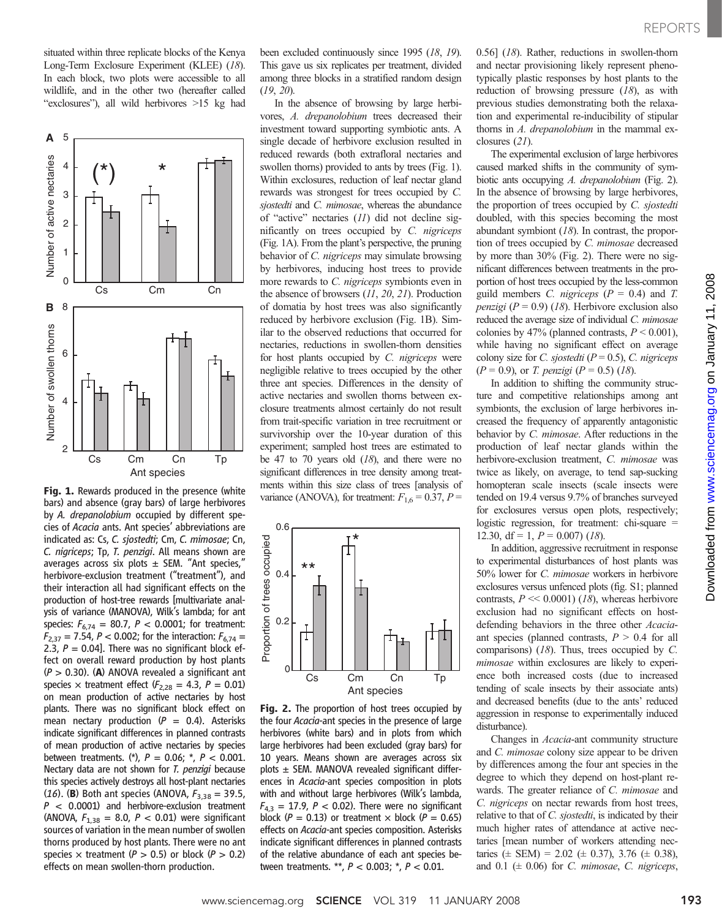situated within three replicate blocks of the Kenya Long-Term Exclosure Experiment (KLEE) (18). In each block, two plots were accessible to all wildlife, and in the other two (hereafter called "exclosures"), all wild herbivores >15 kg had been excluded continuously since 1995 (18, 19). This gave us six replicates per treatment, divided among three blocks in a stratified random design (19, 20).

In the absence of browsing by large herbivores, *A. drepanolobium* trees decreased their investment toward supporting symbiotic ants. A single decade of herbivore exclusion resulted in reduced rewards (both extrafloral nectaries and swollen thorns) provided to ants by trees (Fig. 1). Within exclosures, reduction of leaf nectar gland rewards was strongest for trees occupied by *C. sjostedti* and *C. mimosae*, whereas the abundance of "active" nectaries (11) did not decline significantly on trees occupied by *C. nigriceps* (Fig. 1A). From the plant's perspective, the pruning behavior of *C. nigriceps* may simulate browsing by herbivores, inducing host trees to provide more rewards to *C. nigriceps* symbionts even in the absence of browsers (11, 20, 21). Production of domatia by host trees was also significantly reduced by herbivore exclusion (Fig. 1B). Similar to the observed reductions that occurred for nectaries, reductions in swollen-thorn densities for host plants occupied by *C. nigriceps* were negligible relative to trees occupied by the other three ant species. Differences in the density of active nectaries and swollen thorns between exclosure treatments almost certainly do not result from trait-specific variation in tree recruitment or survivorship over the 10-year duration of this experiment; sampled host trees are estimated to be 47 to 70 years old (18), and there were no significant differences in tree density among treatments within this size class of trees [analysis of variance (ANOVA), for treatment: $F_{1,6} = 0.37$, $P = 0.56$] (18). Rather, reductions in swollen-thorn and nectar provisioning likely represent phenotypically plastic responses by host plants to the reduction of browsing pressure (18), as with previous studies demonstrating both the relaxation and experimental re-inducibility of stipular thorns in *A. drepanolobium* in the mammal exclosures (21).

**Fig. 1.** Rewards produced in the presence (white bars) and absence (gray bars) of large herbivores by *A. drepanolobium* occupied by different species of *Acacia* ants. Ant species' abbreviations are indicated as: Cs, *C. sjostedti*; Cm, *C. mimosae*; Cn, *C. nigriceps*; Tp, *T. penzigi*. All means shown are averages across six plots ± SEM. "Ant species," herbivore-exclusion treatment ("treatment"), and their interaction all had significant effects on the production of host-tree rewards [multivariate analysis of variance (MANOVA), Wilk's lambda; for ant species: $F_{6,74} = 80.7$, $P < 0.0001$; for treatment: $F_{2,37} = 7.54$, $P < 0.002$; for the interaction: $F_{6,74} = 2.3$, $P = 0.04$]. There was no significant block effect on overall reward production by host plants ($P > 0.30$). (**A**) ANOVA revealed a significant ant species × treatment effect ($F_{2,28} = 4.3$, $P = 0.01$) on mean production of active nectaries by host plants. There was no significant block effect on mean nectary production ($P = 0.4$). Asterisks indicate significant differences in planned contrasts of mean production of active nectaries by species between treatments. (*), $P = 0.06$; *, $P < 0.001$. Nectary data are not shown for *T. penzigi* because this species actively destroys all host-plant nectaries (16). (**B**) Both ant species (ANOVA, $F_{3,38} = 39.5$, $P < 0.0001$) and herbivore-exclusion treatment (ANOVA, $F_{1,38} = 8.0$, $P < 0.01$) were significant sources of variation in the mean number of swollen thorns produced by host plants. There was no ant species × treatment ($P > 0.5$) or block ($P > 0.2$) effects on mean swollen-thorn production.

The experimental exclusion of large herbivores caused marked shifts in the community of symbiotic ants occupying *A. drepanolobium* (Fig. 2). In the absence of browsing by large herbivores, the proportion of trees occupied by *C. sjostedti* doubled, with this species becoming the most abundant symbiont (18). In contrast, the proportion of trees occupied by *C. mimosae* decreased by more than 30% (Fig. 2). There were no significant differences between treatments in the proportion of host trees occupied by the less-common guild members *C. nigriceps* ($P = 0.4$) and *T. penzigi* ($P = 0.9$) (18). Herbivore exclusion also reduced the average size of individual *C. mimosae* colonies by 47% (planned contrasts, $P < 0.001$), while having no significant effect on average colony size for *C. sjostedti* ($P = 0.5$), *C. nigriceps* ($P = 0.9$), or *T. penzigi* ($P = 0.5$) (18).

**Fig. 2.** The proportion of host trees occupied by the four *Acacia*-ant species in the presence of large herbivores (white bars) and in plots from which large herbivores had been excluded (gray bars) for 10 years. Means shown are averages across six plots ± SEM. MANOVA revealed significant differences in *Acacia*-ant species composition in plots with and without large herbivores (Wilk's lambda, $F_{4,3} = 17.9$, $P < 0.02$). There were no significant block ($P = 0.13$) or treatment × block ($P = 0.65$) effects on *Acacia*-ant species composition. Asterisks indicate significant differences in planned contrasts of the relative abundance of each ant species between treatments. **, $P < 0.003$; *, $P < 0.01$.

In addition to shifting the community structure and competitive relationships among ant symbionts, the exclusion of large herbivores increased the frequency of apparently antagonistic behavior by *C. mimosae*. After reductions in the production of leaf nectar glands within the herbivore-exclusion treatment, *C. mimosae* was twice as likely, on average, to tend sap-sucking homopteran scale insects (scale insects were tended on 19.4 versus 9.7% of branches surveyed for exclosures versus open plots, respectively; logistic regression, for treatment: chi-square = 12.30, df = 1, $P = 0.007$) (18).

In addition, aggressive recruitment in response to experimental disturbances of host plants was 50% lower for *C. mimosae* workers in herbivore exclosures versus unfenced plots (fig. S1; planned contrasts, $P << 0.0001$) (18), whereas herbivore exclusion had no significant effects on host-defending behaviors in the three other *Acacia*-ant species (planned contrasts, $P > 0.4$ for all comparisons) (18). Thus, trees occupied by *C. mimosae* within exclosures are likely to experience both increased costs (due to increased tending of scale insects by their associate ants) and decreased benefits (due to the ants' reduced aggression in response to experimentally induced disturbance).

Changes in *Acacia*-ant community structure and *C. mimosae* colony size appear to be driven by differences among the four ant species in the degree to which they depend on host-plant rewards. The greater reliance of *C. mimosae* and *C. nigriceps* on nectar rewards from host trees, relative to that of *C. sjostedti*, is indicated by their much higher rates of attendance at active nectaries [mean number of workers attending nectaries (± SEM) = 2.02 (± 0.37), 3.76 (± 0.38), and 0.1 (± 0.06) for *C. mimosae*, *C. nigriceps*,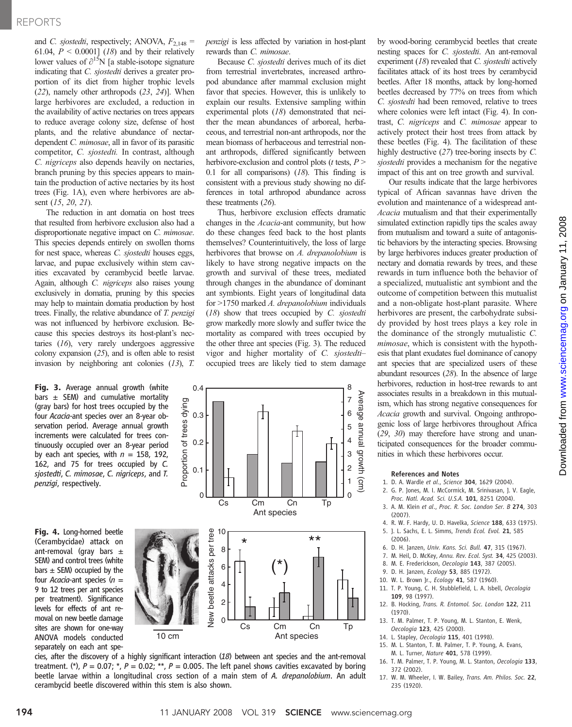and *C. sjostedti*, respectively; ANOVA, $F_{2,148}$ = 61.04, $P$ < 0.0001] (*18*) and by their relatively lower values of $\partial^{15}N$ [a stable-isotope signature indicating that *C. sjostedti* derives a greater proportion of its diet from higher trophic levels (*22*), namely other arthropods (*23*, *24*)]. When large herbivores are excluded, a reduction in the availability of active nectaries on trees appears to reduce average colony size, defense of host plants, and the relative abundance of nectar-dependent *C. mimosae*, all in favor of its parasitic competitor, *C. sjostedti.* In contrast, although *C. nigriceps* also depends heavily on nectaries, branch pruning by this species appears to maintain the production of active nectaries by its host trees (Fig. 1A), even where herbivores are absent (*15*, *20*, *21*).

The reduction in ant domatia on host trees that resulted from herbivore exclusion also had a disproportionate negative impact on *C. mimosae*. This species depends entirely on swollen thorns for nest space, whereas *C. sjostedti* houses eggs, larvae, and pupae exclusively within stem cavities excavated by cerambycid beetle larvae. Again, although *C. nigriceps* also raises young exclusively in domatia, pruning by this species may help to maintain domatia production by host trees. Finally, the relative abundance of *T. penzigi* was not influenced by herbivore exclusion. Because this species destroys its host-plant's nectaries (*16*), very rarely undergoes aggressive colony expansion (*25*), and is often able to resist invasion by neighboring ant colonies (*13*), *T. penzigi* is less affected by variation in host-plant rewards than *C. mimosae*.

Because *C. sjostedti* derives much of its diet from terrestrial invertebrates, increased arthropod abundance after mammal exclusion might favor that species. However, this is unlikely to explain our results. Extensive sampling within experimental plots (*18*) demonstrated that neither the mean abundances of arboreal, herbaceous, and terrestrial non-ant arthropods, nor the mean biomass of herbaceous and terrestrial non-ant arthropods, differed significantly between herbivore-exclusion and control plots ($t$ tests, $P$ > 0.1 for all comparisons) (*18*). This finding is consistent with a previous study showing no differences in total arthropod abundance across these treatments (*26*).

Thus, herbivore exclusion effects dramatic changes in the *Acacia*-ant community, but how do these changes feed back to the host plants themselves? Counterintuitively, the loss of large herbivores that browse on *A. drepanolobium* is likely to have strong negative impacts on the growth and survival of these trees, mediated through changes in the abundance of dominant ant symbionts. Eight years of longitudinal data for >1750 marked *A. drepanolobium* individuals (*18*) show that trees occupied by *C. sjostedti* grow markedly more slowly and suffer twice the mortality as compared with trees occupied by the other three ant species (Fig. 3). The reduced vigor and higher mortality of *C. sjostedti*–occupied trees are likely tied to stem damage by wood-boring cerambycid beetles that create nesting spaces for *C. sjostedti*. An ant-removal experiment (*18*) revealed that *C. sjostedti* actively facilitates attack of its host trees by cerambycid beetles. After 18 months, attack by long-horned beetles decreased by 77% on trees from which *C. sjostedti* had been removed, relative to trees where colonies were left intact (Fig. 4). In contrast, *C. nigriceps* and *C. mimosae* appear to actively protect their host trees from attack by these beetles (Fig. 4). The facilitation of these highly destructive (*27*) tree-boring insects by *C. sjostedti* provides a mechanism for the negative impact of this ant on tree growth and survival.

Our results indicate that the large herbivores typical of African savannas have driven the evolution and maintenance of a widespread ant-*Acacia* mutualism and that their experimentally simulated extinction rapidly tips the scales away from mutualism and toward a suite of antagonistic behaviors by the interacting species. Browsing by large herbivores induces greater production of nectary and domatia rewards by trees, and these rewards in turn influence both the behavior of a specialized, mutualistic ant symbiont and the outcome of competition between this mutualist and a non-obligate host-plant parasite. Where herbivores are present, the carbohydrate subsidy provided by host trees plays a key role in the dominance of the strongly mutualistic *C. mimosae*, which is consistent with the hypothesis that plant exudates fuel dominance of canopy ant species that are specialized users of these abundant resources (*28*). In the absence of large herbivores, reduction in host-tree rewards to ant associates results in a breakdown in this mutualism, which has strong negative consequences for *Acacia* growth and survival. Ongoing anthropogenic loss of large herbivores throughout Africa (*29*, *30*) may therefore have strong and unanticipated consequences for the broader communities in which these herbivores occur.

**Fig. 3.** Average annual growth (white bars ± SEM) and cumulative mortality (gray bars) for host trees occupied by the four *Acacia*-ant species over an 8-year observation period. Average annual growth increments were calculated for trees continuously occupied over an 8-year period by each ant species, with $n$ = 158, 192, 162, and 75 for trees occupied by *C. sjostedti*, *C. mimosae*, *C. nigriceps*, and *T. penzigi*, respectively.

**Fig. 4.** Long-horned beetle (Cerambycidae) attack on ant-removal (gray bars ± SEM) and control trees (white bars ± SEM) occupied by the four *Acacia*-ant species ($n$ = 9 to 12 trees per ant species per treatment). Significance levels for effects of ant removal on new beetle damage sites are shown for one-way ANOVA models conducted separately on each ant species, after the discovery of a highly significant interaction (*18*) between ant species and the ant-removal treatment. (*), $P$ = 0.07; *, $P$ = 0.02; **, $P$ = 0.005. The left panel shows cavities excavated by boring beetle larvae within a longitudinal cross section of a main stem of *A. drepanolobium*. An adult cerambycid beetle discovered within this stem is also shown.

## References and Notes

1. D. A. Wardle *et al.*, *Science* **304**, 1629 (2004).
2. G. P. Jones, M. I. McCormick, M. Srinivasan, J. V. Eagle, *Proc. Natl. Acad. Sci. U.S.A.* **101**, 8251 (2004).
3. A. M. Klein *et al.*, *Proc. R. Soc. London Ser. B* **274**, 303 (2007).
4. R. W. F. Hardy, U. D. Havelka, *Science* **188**, 633 (1975).
5. J. L. Sachs, E. L. Simms, *Trends Ecol. Evol.* **21**, 585 (2006).
6. D. H. Janzen, *Univ. Kans. Sci. Bull.* **47**, 315 (1967).
7. M. Heil, D. McKey, *Annu. Rev. Ecol. Syst.* **34**, 425 (2003).
8. M. E. Frederickson, *Oecologia* **143**, 387 (2005).
9. D. H. Janzen, *Ecology* **53**, 885 (1972).
10. W. L. Brown Jr., *Ecology* **41**, 587 (1960).
11. T. P. Young, C. H. Stubblefield, L. A. Isbell, *Oecologia* **109**, 98 (1997).
12. B. Hocking, *Trans. R. Entomol. Soc. London* **122**, 211 (1970).
13. T. M. Palmer, T. P. Young, M. L. Stanton, E. Wenk, *Oecologia* **123**, 425 (2000).
14. L. Stapley, *Oecologia* **115**, 401 (1998).
15. M. L. Stanton, T. M. Palmer, T. P. Young, A. Evans, M. L. Turner, *Nature* **401**, 578 (1999).
16. T. M. Palmer, T. P. Young, M. L. Stanton, *Oecologia* **133**, 372 (2002).
17. W. M. Wheeler, I. W. Bailey, *Trans. Am. Philos. Soc.* **22**, 235 (1920).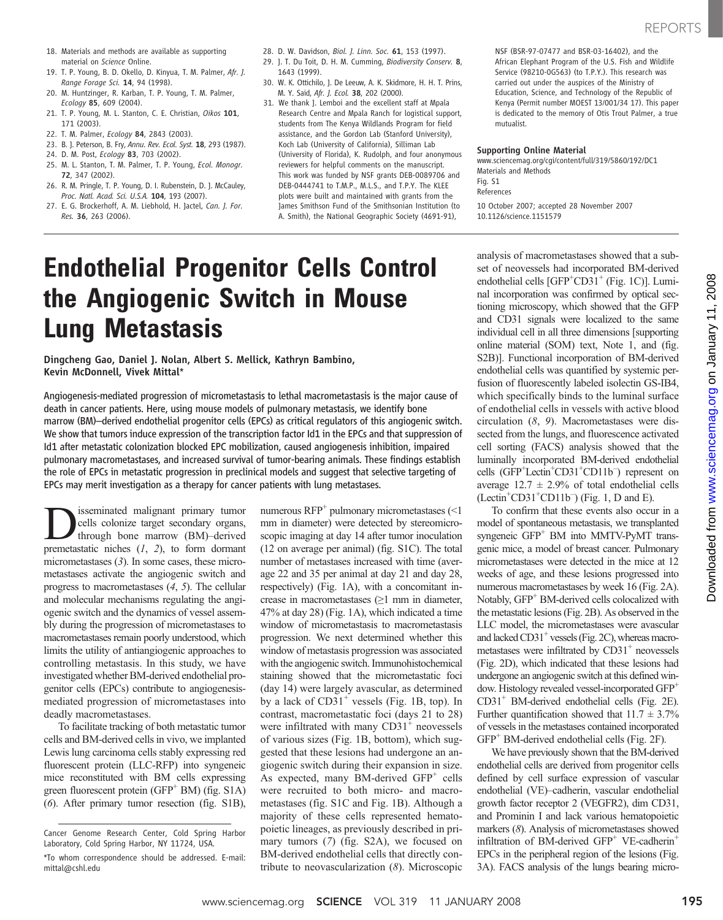18. Materials and methods are available as supporting material on *Science* Online.
19. T. P. Young, B. D. Okello, D. Kinyua, T. M. Palmer, *Afr. J. Range Forage Sci.* **14**, 94 (1998).
20. M. Huntzinger, R. Karban, T. P. Young, T. M. Palmer, *Ecology* **85**, 609 (2004).
21. T. P. Young, M. L. Stanton, C. E. Christian, *Oikos* **101**, 171 (2003).
22. T. M. Palmer, *Ecology* **84**, 2843 (2003).
23. B. J. Peterson, B. Fry, *Annu. Rev. Ecol. Syst.* **18**, 293 (1987).
24. D. M. Post, *Ecology* **83**, 703 (2002).
25. M. L. Stanton, T. M. Palmer, T. P. Young, *Ecol. Monogr.* **72**, 347 (2002).
26. R. M. Pringle, T. P. Young, D. I. Rubenstein, D. J. McCauley, *Proc. Natl. Acad. Sci. U.S.A.* **104**, 193 (2007).
27. E. G. Brockerhoff, A. M. Liebhold, H. Jactel, *Can. J. For. Res.* **36**, 263 (2006).
28. D. W. Davidson, *Biol. J. Linn. Soc.* **61**, 153 (1997).
29. J. T. Du Toit, D. H. M. Cumming, *Biodiversity Conserv.* **8**, 1643 (1999).
30. W. K. Ottichilo, J. De Leeuw, A. K. Skidmore, H. H. T. Prins, M. Y. Said, *Afr. J. Ecol.* **38**, 202 (2000).
31. We thank J. Lemboi and the excellent staff at Mpala Research Centre and Mpala Ranch for logistical support, students from The Kenya Wildlands Program for field assistance, and the Gordon Lab (Stanford University), Koch Lab (University of California), Silliman Lab (University of Florida), K. Rudolph, and four anonymous reviewers for helpful comments on the manuscript. This work was funded by NSF grants DEB-0089706 and DEB-0444741 to T.M.P., M.L.S., and T.P.Y. The KLEE plots were built and maintained with grants from the James Smithson Fund of the Smithsonian Institution (to A. Smith), the National Geographic Society (4691-91), NSF (BSR-97-07477 and BSR-03-16402), and the African Elephant Program of the U.S. Fish and Wildlife Service (98210-0G563) (to T.P.Y.). This research was carried out under the auspices of the Ministry of Education, Science, and Technology of the Republic of Kenya (Permit number MOEST 13/001/34 17). This paper is dedicated to the memory of Otis Trout Palmer, a true mutualist.

**Supporting Online Material**
www.sciencemag.org/cgi/content/full/319/5860/192/DC1
Materials and Methods
Fig. S1
References

10 October 2007; accepted 28 November 2007
10.1126/science.1151579

# Endothelial Progenitor Cells Control the Angiogenic Switch in Mouse Lung Metastasis

**Dingcheng Gao, Daniel J. Nolan, Albert S. Mellick, Kathryn Bambino, Kevin McDonnell, Vivek Mittal***

Angiogenesis-mediated progression of micrometastasis to lethal macrometastasis is the major cause of death in cancer patients. Here, using mouse models of pulmonary metastasis, we identify bone marrow (BM)–derived endothelial progenitor cells (EPCs) as critical regulators of this angiogenic switch. We show that tumors induce expression of the transcription factor Id1 in the EPCs and that suppression of Id1 after metastatic colonization blocked EPC mobilization, caused angiogenesis inhibition, impaired pulmonary macrometastases, and increased survival of tumor-bearing animals. These findings establish the role of EPCs in metastatic progression in preclinical models and suggest that selective targeting of EPCs may merit investigation as a therapy for cancer patients with lung metastases.

Disseminated malignant primary tumor cells colonize target secondary organs, through bone marrow (BM)–derived premetastatic niches (*1*, *2*), to form dormant micrometastases (*3*). In some cases, these micrometastases activate the angiogenic switch and progress to macrometastases (*4*, *5*). The cellular and molecular mechanisms regulating the angiogenic switch and the dynamics of vessel assembly during the progression of micrometastases to macrometastases remain poorly understood, which limits the utility of antiangiogenic approaches to controlling metastasis. In this study, we have investigated whether BM-derived endothelial progenitor cells (EPCs) contribute to angiogenesis-mediated progression of micrometastases into deadly macrometastases.

To facilitate tracking of both metastatic tumor cells and BM-derived cells in vivo, we implanted Lewis lung carcinoma cells stably expressing red fluorescent protein (LLC-RFP) into syngeneic mice reconstituted with BM cells expressing green fluorescent protein ($GFP^+$ BM) (fig. S1A) (*6*). After primary tumor resection (fig. S1B), numerous $RFP^+$ pulmonary micrometastases (<1 mm in diameter) were detected by stereomicroscopic imaging at day 14 after tumor inoculation (12 on average per animal) (fig. S1C). The total number of metastases increased with time (average 22 and 35 per animal at day 21 and day 28, respectively) (Fig. 1A), with a concomitant increase in macrometastases (≥1 mm in diameter, 47% at day 28) (Fig. 1A), which indicated a time window of micrometastasis to macrometastasis progression. We next determined whether this window of metastasis progression was associated with the angiogenic switch. Immunohistochemical staining showed that the micrometastatic foci (day 14) were largely avascular, as determined by a lack of $CD31^+$ vessels (Fig. 1B, top). In contrast, macrometastatic foci (days 21 to 28) were infiltrated with many $CD31^+$ neovessels of various sizes (Fig. 1B, bottom), which suggested that these lesions had undergone an angiogenic switch during their expansion in size. As expected, many BM-derived $GFP^+$ cells were recruited to both micro- and macrometastases (fig. S1C and Fig. 1B). Although a majority of these cells represented hematopoietic lineages, as previously described in primary tumors (*7*) (fig. S2A), we focused on BM-derived endothelial cells that directly contribute to neovascularization (*8*). Microscopic analysis of macrometastases showed that a subset of neovessels had incorporated BM-derived endothelial cells [$GFP^+CD31^+$ (Fig. 1C)]. Luminal incorporation was confirmed by optical sectioning microscopy, which showed that the GFP and CD31 signals were localized to the same individual cell in all three dimensions [supporting online material (SOM) text, Note 1, and (fig. S2B)]. Functional incorporation of BM-derived endothelial cells was quantified by systemic perfusion of fluorescently labeled isolectin GS-IB4, which specifically binds to the luminal surface of endothelial cells in vessels with active blood circulation (*8*, *9*). Macrometastases were dissected from the lungs, and fluorescence activated cell sorting (FACS) analysis showed that the luminally incorporated BM-derived endothelial cells ($GFP^+Lectin^+CD31^+CD11b^-$) represent on average 12.7 ± 2.9% of total endothelial cells ($Lectin^+CD31^+CD11b^-$) (Fig. 1, D and E).

To confirm that these events also occur in a model of spontaneous metastasis, we transplanted syngeneic $GFP^+$ BM into MMTV-PyMT transgenic mice, a model of breast cancer. Pulmonary micrometastases were detected in the mice at 12 weeks of age, and these lesions progressed into numerous macrometastases by week 16 (Fig. 2A). Notably, $GFP^+$ BM-derived cells colocalized with the metastatic lesions (Fig. 2B). As observed in the LLC model, the micrometastases were avascular and lacked $CD31^+$ vessels (Fig. 2C), whereas macrometastases were infiltrated by $CD31^+$ neovessels (Fig. 2D), which indicated that these lesions had undergone an angiogenic switch at this defined window. Histology revealed vessel-incorporated $GFP^+$ $CD31^+$ BM-derived endothelial cells (Fig. 2E). Further quantification showed that 11.7 ± 3.7% of vessels in the metastases contained incorporated $GFP^+$ BM-derived endothelial cells (Fig. 2F).

We have previously shown that the BM-derived endothelial cells are derived from progenitor cells defined by cell surface expression of vascular endothelial (VE)–cadherin, vascular endothelial growth factor receptor 2 (VEGFR2), dim CD31, and Prominin I and lack various hematopoietic markers (*8*). Analysis of micrometastases showed infiltration of BM-derived $GFP^+$ VE-cadherin$^+$ EPCs in the peripheral region of the lesions (Fig. 3A). FACS analysis of the lungs bearing micro-

Cancer Genome Research Center, Cold Spring Harbor Laboratory, Cold Spring Harbor, NY 11724, USA.

*To whom correspondence should be addressed. E-mail: mittal@cshl.edu